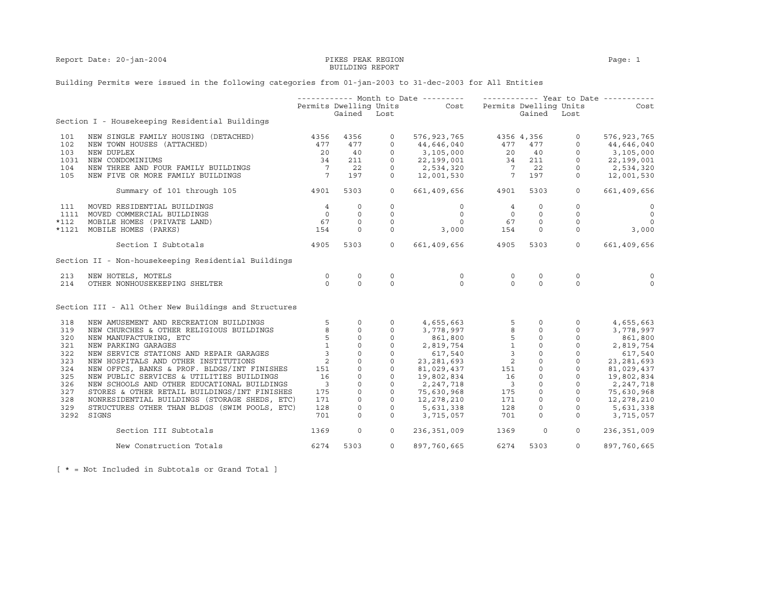Report Date: 20-jan-2004

PIKES PEAK REGION
BUILDING REPORT

Building Permits were issued in the following categories from 01-jan-2003 to 31-dec-2003 for All Entities

| | | Month to Date | | | | Year to Date | | | |
|---|---|---|---|---|---|---|---|---|---|
| | | Permits | Dwelling Units Gained | Dwelling Units Lost | Cost | Permits | Dwelling Units Gained | Dwelling Units Lost | Cost |
| **Section I - Housekeeping Residential Buildings** | | | | | | | | | |
| 101 | NEW SINGLE FAMILY HOUSING (DETACHED) | 4356 | 4356 | 0 | 576,923,765 | 4356 | 4,356 | 0 | 576,923,765 |
| 102 | NEW TOWN HOUSES (ATTACHED) | 477 | 477 | 0 | 44,646,040 | 477 | 477 | 0 | 44,646,040 |
| 103 | NEW DUPLEX | 20 | 40 | 0 | 3,105,000 | 20 | 40 | 0 | 3,105,000 |
| 1031 | NEW CONDOMINIUMS | 34 | 211 | 0 | 22,199,001 | 34 | 211 | 0 | 22,199,001 |
| 104 | NEW THREE AND FOUR FAMILY BUILDINGS | 7 | 22 | 0 | 2,534,320 | 7 | 22 | 0 | 2,534,320 |
| 105 | NEW FIVE OR MORE FAMILY BUILDINGS | 7 | 197 | 0 | 12,001,530 | 7 | 197 | 0 | 12,001,530 |
| | Summary of 101 through 105 | 4901 | 5303 | 0 | 661,409,656 | 4901 | 5303 | 0 | 661,409,656 |
| 111 | MOVED RESIDENTIAL BUILDINGS | 4 | 0 | 0 | 0 | 4 | 0 | 0 | 0 |
| 1111 | MOVED COMMERCIAL BUILDINGS | 0 | 0 | 0 | 0 | 0 | 0 | 0 | 0 |
| *112 | MOBILE HOMES (PRIVATE LAND) | 67 | 0 | 0 | 0 | 67 | 0 | 0 | 0 |
| *1121 | MOBILE HOMES (PARKS) | 154 | 0 | 0 | 3,000 | 154 | 0 | 0 | 3,000 |
| | Section I Subtotals | 4905 | 5303 | 0 | 661,409,656 | 4905 | 5303 | 0 | 661,409,656 |
| **Section II - Non-housekeeping Residential Buildings** | | | | | | | | | |
| 213 | NEW HOTELS, MOTELS | 0 | 0 | 0 | 0 | 0 | 0 | 0 | 0 |
| 214 | OTHER NONHOUSEKEEPING SHELTER | 0 | 0 | 0 | 0 | 0 | 0 | 0 | 0 |
| **Section III - All Other New Buildings and Structures** | | | | | | | | | |
| 318 | NEW AMUSEMENT AND RECREATION BUILDINGS | 5 | 0 | 0 | 4,655,663 | 5 | 0 | 0 | 4,655,663 |
| 319 | NEW CHURCHES & OTHER RELIGIOUS BUILDINGS | 8 | 0 | 0 | 3,778,997 | 8 | 0 | 0 | 3,778,997 |
| 320 | NEW MANUFACTURING, ETC | 5 | 0 | 0 | 861,800 | 5 | 0 | 0 | 861,800 |
| 321 | NEW PARKING GARAGES | 1 | 0 | 0 | 2,819,754 | 1 | 0 | 0 | 2,819,754 |
| 322 | NEW SERVICE STATIONS AND REPAIR GARAGES | 3 | 0 | 0 | 617,540 | 3 | 0 | 0 | 617,540 |
| 323 | NEW HOSPITALS AND OTHER INSTITUTIONS | 2 | 0 | 0 | 23,281,693 | 2 | 0 | 0 | 23,281,693 |
| 324 | NEW OFFCS, BANKS & PROF. BLDGS/INT FINISHES | 151 | 0 | 0 | 81,029,437 | 151 | 0 | 0 | 81,029,437 |
| 325 | NEW PUBLIC SERVICES & UTILITIES BUILDINGS | 16 | 0 | 0 | 19,802,834 | 16 | 0 | 0 | 19,802,834 |
| 326 | NEW SCHOOLS AND OTHER EDUCATIONAL BUILDINGS | 3 | 0 | 0 | 2,247,718 | 3 | 0 | 0 | 2,247,718 |
| 327 | STORES & OTHER RETAIL BUILDINGS/INT FINISHES | 175 | 0 | 0 | 75,630,968 | 175 | 0 | 0 | 75,630,968 |
| 328 | NONRESIDENTIAL BUILDINGS (STORAGE SHEDS, ETC) | 171 | 0 | 0 | 12,278,210 | 171 | 0 | 0 | 12,278,210 |
| 329 | STRUCTURES OTHER THAN BLDGS (SWIM POOLS, ETC) | 128 | 0 | 0 | 5,631,338 | 128 | 0 | 0 | 5,631,338 |
| 3292 | SIGNS | 701 | 0 | 0 | 3,715,057 | 701 | 0 | 0 | 3,715,057 |
| | Section III Subtotals | 1369 | 0 | 0 | 236,351,009 | 1369 | 0 | 0 | 236,351,009 |
| | New Construction Totals | 6274 | 5303 | 0 | 897,760,665 | 6274 | 5303 | 0 | 897,760,665 |

[ * = Not Included in Subtotals or Grand Total ]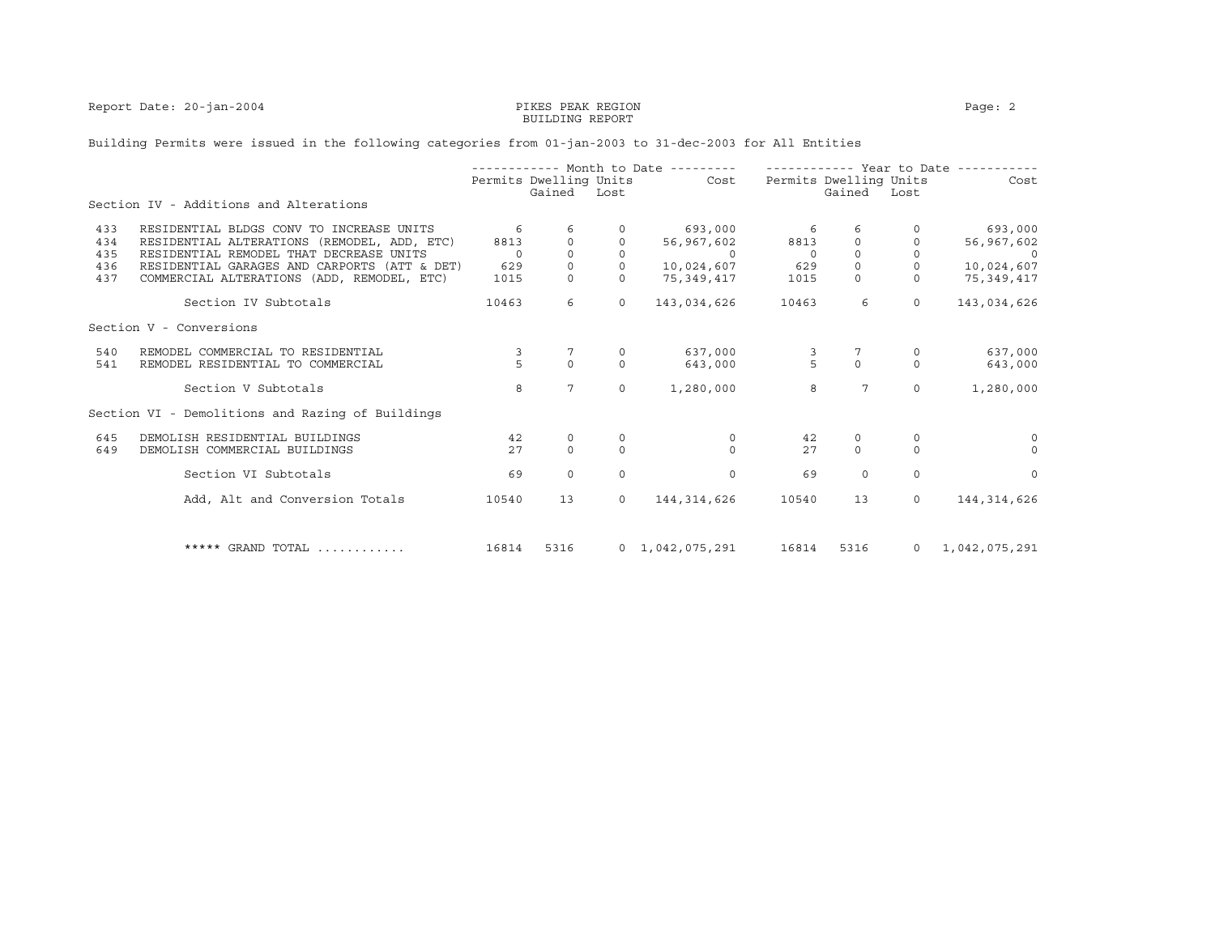# PIKES PEAK REGION
## BUILDING REPORT

Report Date: 20-jan-2004

Building Permits were issued in the following categories from 01-jan-2003 to 31-dec-2003 for All Entities

| Code | Category | Month to Date Permits | Month to Date Dwelling Units Gained | Month to Date Dwelling Units Lost | Month to Date Cost | Year to Date Permits | Year to Date Dwelling Units Gained | Year to Date Dwelling Units Lost | Year to Date Cost |
|---|---|---|---|---|---|---|---|---|---|
| | **Section IV - Additions and Alterations** | | | | | | | | |
| 433 | RESIDENTIAL BLDGS CONV TO INCREASE UNITS | 6 | 6 | 0 | 693,000 | 6 | 6 | 0 | 693,000 |
| 434 | RESIDENTIAL ALTERATIONS (REMODEL, ADD, ETC) | 8813 | 0 | 0 | 56,967,602 | 8813 | 0 | 0 | 56,967,602 |
| 435 | RESIDENTIAL REMODEL THAT DECREASE UNITS | 0 | 0 | 0 | 0 | 0 | 0 | 0 | 0 |
| 436 | RESIDENTIAL GARAGES AND CARPORTS (ATT & DET) | 629 | 0 | 0 | 10,024,607 | 629 | 0 | 0 | 10,024,607 |
| 437 | COMMERCIAL ALTERATIONS (ADD, REMODEL, ETC) | 1015 | 0 | 0 | 75,349,417 | 1015 | 0 | 0 | 75,349,417 |
| | Section IV Subtotals | 10463 | 6 | 0 | 143,034,626 | 10463 | 6 | 0 | 143,034,626 |
| | **Section V - Conversions** | | | | | | | | |
| 540 | REMODEL COMMERCIAL TO RESIDENTIAL | 3 | 7 | 0 | 637,000 | 3 | 7 | 0 | 637,000 |
| 541 | REMODEL RESIDENTIAL TO COMMERCIAL | 5 | 0 | 0 | 643,000 | 5 | 0 | 0 | 643,000 |
| | Section V Subtotals | 8 | 7 | 0 | 1,280,000 | 8 | 7 | 0 | 1,280,000 |
| | **Section VI - Demolitions and Razing of Buildings** | | | | | | | | |
| 645 | DEMOLISH RESIDENTIAL BUILDINGS | 42 | 0 | 0 | 0 | 42 | 0 | 0 | 0 |
| 649 | DEMOLISH COMMERCIAL BUILDINGS | 27 | 0 | 0 | 0 | 27 | 0 | 0 | 0 |
| | Section VI Subtotals | 69 | 0 | 0 | 0 | 69 | 0 | 0 | 0 |
| | Add, Alt and Conversion Totals | 10540 | 13 | 0 | 144,314,626 | 10540 | 13 | 0 | 144,314,626 |
| | ***** GRAND TOTAL ............ | 16814 | 5316 | 0 | 1,042,075,291 | 16814 | 5316 | 0 | 1,042,075,291 |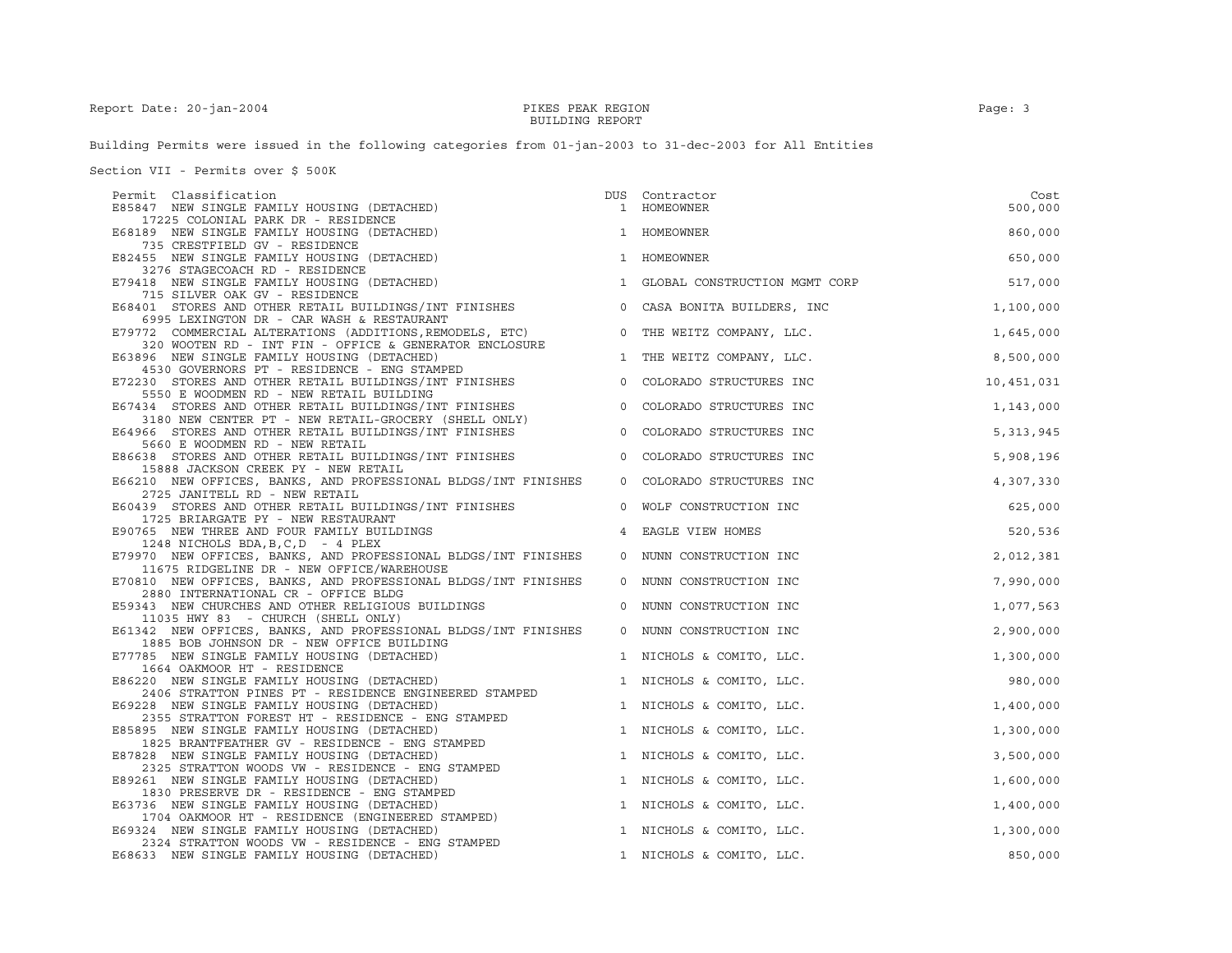Building Permits were issued in the following categories from 01-jan-2003 to 31-dec-2003 for All Entities

Section VII - Permits over $ 500K

| Permit | Classification | DUS | Contractor | Cost |
|---|---|---|---|---|
| E85847 | NEW SINGLE FAMILY HOUSING (DETACHED)<br>17225 COLONIAL PARK DR - RESIDENCE | 1 | HOMEOWNER | 500,000 |
| E68189 | NEW SINGLE FAMILY HOUSING (DETACHED)<br>735 CRESTFIELD GV - RESIDENCE | 1 | HOMEOWNER | 860,000 |
| E82455 | NEW SINGLE FAMILY HOUSING (DETACHED)<br>3276 STAGECOACH RD - RESIDENCE | 1 | HOMEOWNER | 650,000 |
| E79418 | NEW SINGLE FAMILY HOUSING (DETACHED)<br>715 SILVER OAK GV - RESIDENCE | 1 | GLOBAL CONSTRUCTION MGMT CORP | 517,000 |
| E68401 | STORES AND OTHER RETAIL BUILDINGS/INT FINISHES<br>6995 LEXINGTON DR - CAR WASH & RESTAURANT | 0 | CASA BONITA BUILDERS, INC | 1,100,000 |
| E79772 | COMMERCIAL ALTERATIONS (ADDITIONS,REMODELS, ETC)<br>320 WOOTEN RD - INT FIN - OFFICE & GENERATOR ENCLOSURE | 0 | THE WEITZ COMPANY, LLC. | 1,645,000 |
| E63896 | NEW SINGLE FAMILY HOUSING (DETACHED)<br>4530 GOVERNORS PT - RESIDENCE - ENG STAMPED | 1 | THE WEITZ COMPANY, LLC. | 8,500,000 |
| E72230 | STORES AND OTHER RETAIL BUILDINGS/INT FINISHES<br>5550 E WOODMEN RD - NEW RETAIL BUILDING | 0 | COLORADO STRUCTURES INC | 10,451,031 |
| E67434 | STORES AND OTHER RETAIL BUILDINGS/INT FINISHES<br>3180 NEW CENTER PT - NEW RETAIL-GROCERY (SHELL ONLY) | 0 | COLORADO STRUCTURES INC | 1,143,000 |
| E64966 | STORES AND OTHER RETAIL BUILDINGS/INT FINISHES<br>5660 E WOODMEN RD - NEW RETAIL | 0 | COLORADO STRUCTURES INC | 5,313,945 |
| E86638 | STORES AND OTHER RETAIL BUILDINGS/INT FINISHES<br>15888 JACKSON CREEK PY - NEW RETAIL | 0 | COLORADO STRUCTURES INC | 5,908,196 |
| E66210 | NEW OFFICES, BANKS, AND PROFESSIONAL BLDGS/INT FINISHES<br>2725 JANITELL RD - NEW RETAIL | 0 | COLORADO STRUCTURES INC | 4,307,330 |
| E60439 | STORES AND OTHER RETAIL BUILDINGS/INT FINISHES<br>1725 BRIARGATE PY - NEW RESTAURANT | 0 | WOLF CONSTRUCTION INC | 625,000 |
| E90765 | NEW THREE AND FOUR FAMILY BUILDINGS<br>1248 NICHOLS BDA,B,C,D - 4 PLEX | 4 | EAGLE VIEW HOMES | 520,536 |
| E79970 | NEW OFFICES, BANKS, AND PROFESSIONAL BLDGS/INT FINISHES<br>11675 RIDGELINE DR - NEW OFFICE/WAREHOUSE | 0 | NUNN CONSTRUCTION INC | 2,012,381 |
| E70810 | NEW OFFICES, BANKS, AND PROFESSIONAL BLDGS/INT FINISHES<br>2880 INTERNATIONAL CR - OFFICE BLDG | 0 | NUNN CONSTRUCTION INC | 7,990,000 |
| E59343 | NEW CHURCHES AND OTHER RELIGIOUS BUILDINGS<br>11035 HWY 83 - CHURCH (SHELL ONLY) | 0 | NUNN CONSTRUCTION INC | 1,077,563 |
| E61342 | NEW OFFICES, BANKS, AND PROFESSIONAL BLDGS/INT FINISHES<br>1885 BOB JOHNSON DR - NEW OFFICE BUILDING | 0 | NUNN CONSTRUCTION INC | 2,900,000 |
| E77785 | NEW SINGLE FAMILY HOUSING (DETACHED)<br>1664 OAKMOOR HT - RESIDENCE | 1 | NICHOLS & COMITO, LLC. | 1,300,000 |
| E86220 | NEW SINGLE FAMILY HOUSING (DETACHED)<br>2406 STRATTON PINES PT - RESIDENCE ENGINEERED STAMPED | 1 | NICHOLS & COMITO, LLC. | 980,000 |
| E69228 | NEW SINGLE FAMILY HOUSING (DETACHED)<br>2355 STRATTON FOREST HT - RESIDENCE - ENG STAMPED | 1 | NICHOLS & COMITO, LLC. | 1,400,000 |
| E85895 | NEW SINGLE FAMILY HOUSING (DETACHED)<br>1825 BRANTFEATHER GV - RESIDENCE - ENG STAMPED | 1 | NICHOLS & COMITO, LLC. | 1,300,000 |
| E87828 | NEW SINGLE FAMILY HOUSING (DETACHED)<br>2325 STRATTON WOODS VW - RESIDENCE - ENG STAMPED | 1 | NICHOLS & COMITO, LLC. | 3,500,000 |
| E89261 | NEW SINGLE FAMILY HOUSING (DETACHED)<br>1830 PRESERVE DR - RESIDENCE - ENG STAMPED | 1 | NICHOLS & COMITO, LLC. | 1,600,000 |
| E63736 | NEW SINGLE FAMILY HOUSING (DETACHED)<br>1704 OAKMOOR HT - RESIDENCE (ENGINEERED STAMPED) | 1 | NICHOLS & COMITO, LLC. | 1,400,000 |
| E69324 | NEW SINGLE FAMILY HOUSING (DETACHED)<br>2324 STRATTON WOODS VW - RESIDENCE - ENG STAMPED | 1 | NICHOLS & COMITO, LLC. | 1,300,000 |
| E68633 | NEW SINGLE FAMILY HOUSING (DETACHED) | 1 | NICHOLS & COMITO, LLC. | 850,000 |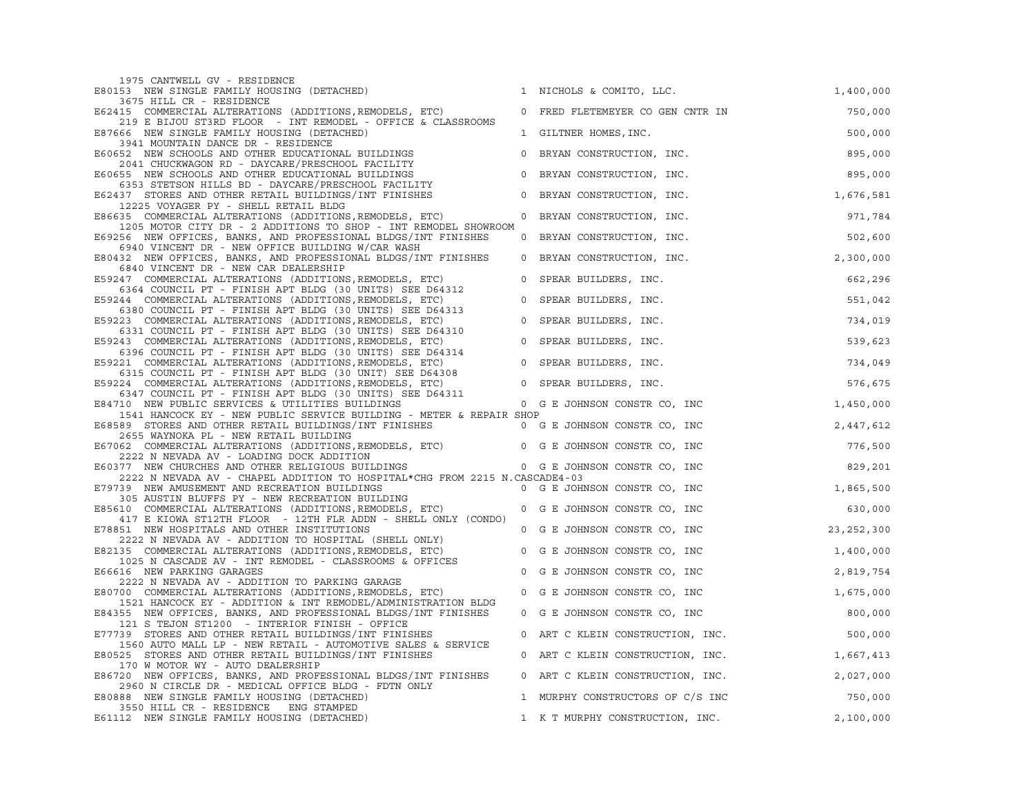```
   1975 CANTWELL GV - RESIDENCE
E80153  NEW SINGLE FAMILY HOUSING (DETACHED)                          1  NICHOLS & COMITO, LLC.                        1,400,000
   3675 HILL CR - RESIDENCE
E62415  COMMERCIAL ALTERATIONS (ADDITIONS,REMODELS, ETC)              0  FRED FLETEMEYER CO GEN CNTR IN                  750,000
   219 E BIJOU ST3RD FLOOR  - INT REMODEL - OFFICE & CLASSROOMS
E87666  NEW SINGLE FAMILY HOUSING (DETACHED)                          1  GILTNER HOMES,INC.                              500,000
   3941 MOUNTAIN DANCE DR - RESIDENCE
E60652  NEW SCHOOLS AND OTHER EDUCATIONAL BUILDINGS                   0  BRYAN CONSTRUCTION, INC.                        895,000
   2041 CHUCKWAGON RD - DAYCARE/PRESCHOOL FACILITY
E60655  NEW SCHOOLS AND OTHER EDUCATIONAL BUILDINGS                   0  BRYAN CONSTRUCTION, INC.                        895,000
   6353 STETSON HILLS BD - DAYCARE/PRESCHOOL FACILITY
E62437  STORES AND OTHER RETAIL BUILDINGS/INT FINISHES                0  BRYAN CONSTRUCTION, INC.                      1,676,581
   12225 VOYAGER PY - SHELL RETAIL BLDG
E86635  COMMERCIAL ALTERATIONS (ADDITIONS,REMODELS, ETC)              0  BRYAN CONSTRUCTION, INC.                        971,784
   1205 MOTOR CITY DR - 2 ADDITIONS TO SHOP - INT REMODEL SHOWROOM
E69256  NEW OFFICES, BANKS, AND PROFESSIONAL BLDGS/INT FINISHES       0  BRYAN CONSTRUCTION, INC.                        502,600
   6940 VINCENT DR - NEW OFFICE BUILDING W/CAR WASH
E80432  NEW OFFICES, BANKS, AND PROFESSIONAL BLDGS/INT FINISHES       0  BRYAN CONSTRUCTION, INC.                      2,300,000
   6840 VINCENT DR - NEW CAR DEALERSHIP
E59247  COMMERCIAL ALTERATIONS (ADDITIONS,REMODELS, ETC)              0  SPEAR BUILDERS, INC.                            662,296
   6364 COUNCIL PT - FINISH APT BLDG (30 UNITS) SEE D64312
E59244  COMMERCIAL ALTERATIONS (ADDITIONS,REMODELS, ETC)              0  SPEAR BUILDERS, INC.                            551,042
   6380 COUNCIL PT - FINISH APT BLDG (30 UNITS) SEE D64313
E59223  COMMERCIAL ALTERATIONS (ADDITIONS,REMODELS, ETC)              0  SPEAR BUILDERS, INC.                            734,019
   6331 COUNCIL PT - FINISH APT BLDG (30 UNITS) SEE D64310
E59243  COMMERCIAL ALTERATIONS (ADDITIONS,REMODELS, ETC)              0  SPEAR BUILDERS, INC.                            539,623
   6396 COUNCIL PT - FINISH APT BLDG (30 UNITS) SEE D64314
E59221  COMMERCIAL ALTERATIONS (ADDITIONS,REMODELS, ETC)              0  SPEAR BUILDERS, INC.                            734,049
   6315 COUNCIL PT - FINISH APT BLDG (30 UNIT) SEE D64308
E59224  COMMERCIAL ALTERATIONS (ADDITIONS,REMODELS, ETC)              0  SPEAR BUILDERS, INC.                            576,675
   6347 COUNCIL PT - FINISH APT BLDG (30 UNITS) SEE D64311
E84710  NEW PUBLIC SERVICES & UTILITIES BUILDINGS                     0  G E JOHNSON CONSTR CO, INC                    1,450,000
   1541 HANCOCK EY - NEW PUBLIC SERVICE BUILDING - METER & REPAIR SHOP
E68589  STORES AND OTHER RETAIL BUILDINGS/INT FINISHES                0  G E JOHNSON CONSTR CO, INC                    2,447,612
   2655 WAYNOKA PL - NEW RETAIL BUILDING
E67062  COMMERCIAL ALTERATIONS (ADDITIONS,REMODELS, ETC)              0  G E JOHNSON CONSTR CO, INC                      776,500
   2222 N NEVADA AV - LOADING DOCK ADDITION
E60377  NEW CHURCHES AND OTHER RELIGIOUS BUILDINGS                    0  G E JOHNSON CONSTR CO, INC                      829,201
   2222 N NEVADA AV - CHAPEL ADDITION TO HOSPITAL*CHG FROM 2215 N.CASCADE4-03
E79739  NEW AMUSEMENT AND RECREATION BUILDINGS                        0  G E JOHNSON CONSTR CO, INC                    1,865,500
   305 AUSTIN BLUFFS PY - NEW RECREATION BUILDING
E85610  COMMERCIAL ALTERATIONS (ADDITIONS,REMODELS, ETC)              0  G E JOHNSON CONSTR CO, INC                      630,000
   417 E KIOWA ST12TH FLOOR  - 12TH FLR ADDN - SHELL ONLY (CONDO)
E78851  NEW HOSPITALS AND OTHER INSTITUTIONS                          0  G E JOHNSON CONSTR CO, INC                   23,252,300
   2222 N NEVADA AV - ADDITION TO HOSPITAL (SHELL ONLY)
E82135  COMMERCIAL ALTERATIONS (ADDITIONS,REMODELS, ETC)              0  G E JOHNSON CONSTR CO, INC                    1,400,000
   1025 N CASCADE AV - INT REMODEL - CLASSROOMS & OFFICES
E66616  NEW PARKING GARAGES                                           0  G E JOHNSON CONSTR CO, INC                    2,819,754
   2222 N NEVADA AV - ADDITION TO PARKING GARAGE
E80700  COMMERCIAL ALTERATIONS (ADDITIONS,REMODELS, ETC)              0  G E JOHNSON CONSTR CO, INC                    1,675,000
   1521 HANCOCK EY - ADDITION & INT REMODEL/ADMINISTRATION BLDG
E84355  NEW OFFICES, BANKS, AND PROFESSIONAL BLDGS/INT FINISHES       0  G E JOHNSON CONSTR CO, INC                      800,000
   121 S TEJON ST1200  - INTERIOR FINISH - OFFICE
E77739  STORES AND OTHER RETAIL BUILDINGS/INT FINISHES                0  ART C KLEIN CONSTRUCTION, INC.                  500,000
   1560 AUTO MALL LP - NEW RETAIL - AUTOMOTIVE SALES & SERVICE
E80525  STORES AND OTHER RETAIL BUILDINGS/INT FINISHES                0  ART C KLEIN CONSTRUCTION, INC.                1,667,413
   170 W MOTOR WY - AUTO DEALERSHIP
E86720  NEW OFFICES, BANKS, AND PROFESSIONAL BLDGS/INT FINISHES       0  ART C KLEIN CONSTRUCTION, INC.                2,027,000
   2960 N CIRCLE DR - MEDICAL OFFICE BLDG - FDTN ONLY
E80888  NEW SINGLE FAMILY HOUSING (DETACHED)                          1  MURPHY CONSTRUCTORS OF C/S INC                  750,000
   3550 HILL CR - RESIDENCE   ENG STAMPED
E61112  NEW SINGLE FAMILY HOUSING (DETACHED)                          1  K T MURPHY CONSTRUCTION, INC.                 2,100,000
```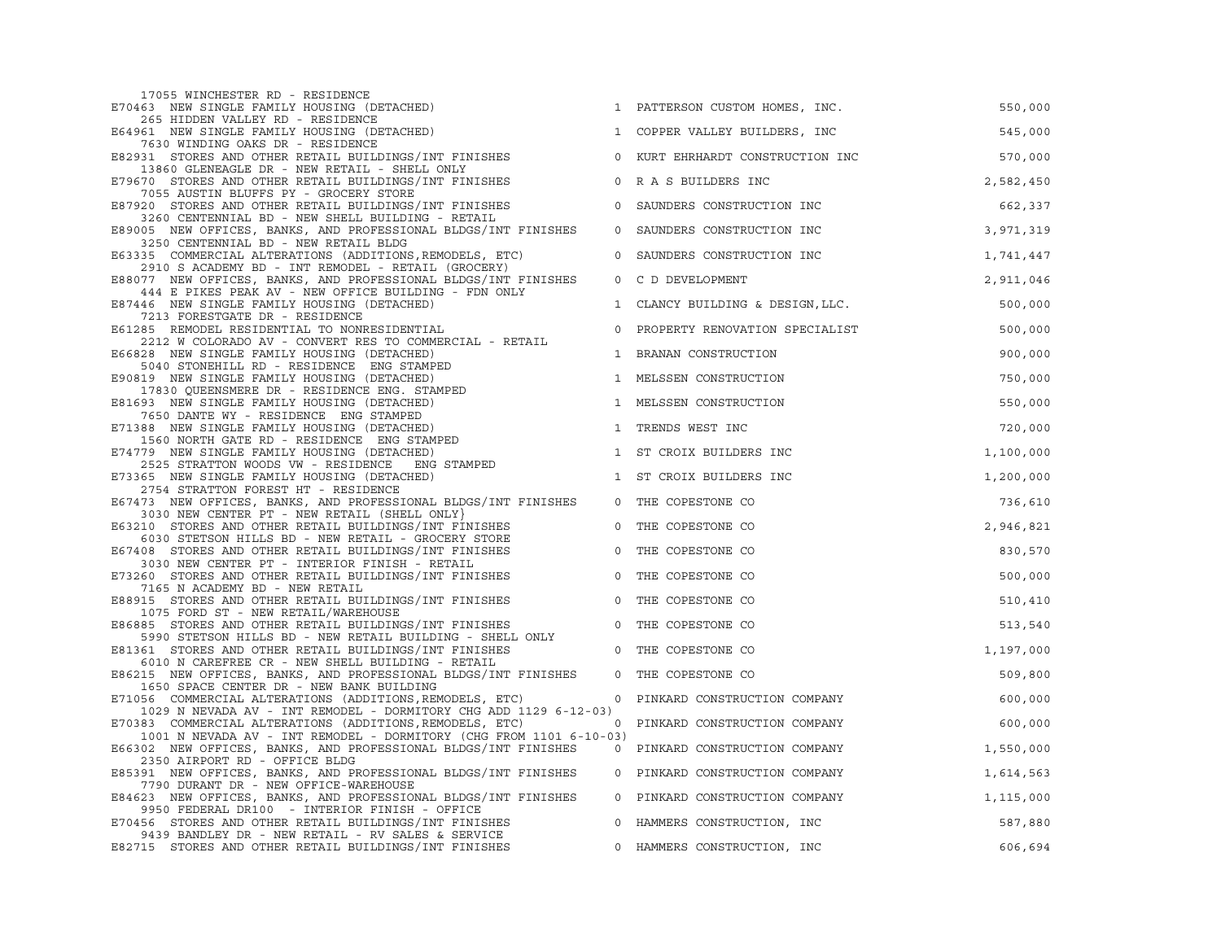| Permit / Description | Units | Contractor | Valuation |
|---|---|---|---|
| 17055 WINCHESTER RD - RESIDENCE | | | |
| E70463 NEW SINGLE FAMILY HOUSING (DETACHED) | 1 | PATTERSON CUSTOM HOMES, INC. | 550,000 |
| 265 HIDDEN VALLEY RD - RESIDENCE | | | |
| E64961 NEW SINGLE FAMILY HOUSING (DETACHED) | 1 | COPPER VALLEY BUILDERS, INC | 545,000 |
| 7630 WINDING OAKS DR - RESIDENCE | | | |
| E82931 STORES AND OTHER RETAIL BUILDINGS/INT FINISHES | 0 | KURT EHRHARDT CONSTRUCTION INC | 570,000 |
| 13860 GLENEAGLE DR - NEW RETAIL - SHELL ONLY | | | |
| E79670 STORES AND OTHER RETAIL BUILDINGS/INT FINISHES | 0 | R A S BUILDERS INC | 2,582,450 |
| 7055 AUSTIN BLUFFS PY - GROCERY STORE | | | |
| E87920 STORES AND OTHER RETAIL BUILDINGS/INT FINISHES | 0 | SAUNDERS CONSTRUCTION INC | 662,337 |
| 3260 CENTENNIAL BD - NEW SHELL BUILDING - RETAIL | | | |
| E89005 NEW OFFICES, BANKS, AND PROFESSIONAL BLDGS/INT FINISHES | 0 | SAUNDERS CONSTRUCTION INC | 3,971,319 |
| 3250 CENTENNIAL BD - NEW RETAIL BLDG | | | |
| E63335 COMMERCIAL ALTERATIONS (ADDITIONS,REMODELS, ETC) | 0 | SAUNDERS CONSTRUCTION INC | 1,741,447 |
| 2910 S ACADEMY BD - INT REMODEL - RETAIL (GROCERY) | | | |
| E88077 NEW OFFICES, BANKS, AND PROFESSIONAL BLDGS/INT FINISHES | 0 | C D DEVELOPMENT | 2,911,046 |
| 444 E PIKES PEAK AV - NEW OFFICE BUILDING - FDN ONLY | | | |
| E87446 NEW SINGLE FAMILY HOUSING (DETACHED) | 1 | CLANCY BUILDING & DESIGN,LLC. | 500,000 |
| 7213 FORESTGATE DR - RESIDENCE | | | |
| E61285 REMODEL RESIDENTIAL TO NONRESIDENTIAL | 0 | PROPERTY RENOVATION SPECIALIST | 500,000 |
| 2212 W COLORADO AV - CONVERT RES TO COMMERCIAL - RETAIL | | | |
| E66828 NEW SINGLE FAMILY HOUSING (DETACHED) | 1 | BRANAN CONSTRUCTION | 900,000 |
| 5040 STONEHILL RD - RESIDENCE ENG STAMPED | | | |
| E90819 NEW SINGLE FAMILY HOUSING (DETACHED) | 1 | MELSSEN CONSTRUCTION | 750,000 |
| 17830 QUEENSMERE DR - RESIDENCE ENG. STAMPED | | | |
| E81693 NEW SINGLE FAMILY HOUSING (DETACHED) | 1 | MELSSEN CONSTRUCTION | 550,000 |
| 7650 DANTE WY - RESIDENCE ENG STAMPED | | | |
| E71388 NEW SINGLE FAMILY HOUSING (DETACHED) | 1 | TRENDS WEST INC | 720,000 |
| 1560 NORTH GATE RD - RESIDENCE ENG STAMPED | | | |
| E74779 NEW SINGLE FAMILY HOUSING (DETACHED) | 1 | ST CROIX BUILDERS INC | 1,100,000 |
| 2525 STRATTON WOODS VW - RESIDENCE ENG STAMPED | | | |
| E73365 NEW SINGLE FAMILY HOUSING (DETACHED) | 1 | ST CROIX BUILDERS INC | 1,200,000 |
| 2754 STRATTON FOREST HT - RESIDENCE | | | |
| E67473 NEW OFFICES, BANKS, AND PROFESSIONAL BLDGS/INT FINISHES | 0 | THE COPESTONE CO | 736,610 |
| 3030 NEW CENTER PT - NEW RETAIL (SHELL ONLY} | | | |
| E63210 STORES AND OTHER RETAIL BUILDINGS/INT FINISHES | 0 | THE COPESTONE CO | 2,946,821 |
| 6030 STETSON HILLS BD - NEW RETAIL - GROCERY STORE | | | |
| E67408 STORES AND OTHER RETAIL BUILDINGS/INT FINISHES | 0 | THE COPESTONE CO | 830,570 |
| 3030 NEW CENTER PT - INTERIOR FINISH - RETAIL | | | |
| E73260 STORES AND OTHER RETAIL BUILDINGS/INT FINISHES | 0 | THE COPESTONE CO | 500,000 |
| 7165 N ACADEMY BD - NEW RETAIL | | | |
| E88915 STORES AND OTHER RETAIL BUILDINGS/INT FINISHES | 0 | THE COPESTONE CO | 510,410 |
| 1075 FORD ST - NEW RETAIL/WAREHOUSE | | | |
| E86885 STORES AND OTHER RETAIL BUILDINGS/INT FINISHES | 0 | THE COPESTONE CO | 513,540 |
| 5990 STETSON HILLS BD - NEW RETAIL BUILDING - SHELL ONLY | | | |
| E81361 STORES AND OTHER RETAIL BUILDINGS/INT FINISHES | 0 | THE COPESTONE CO | 1,197,000 |
| 6010 N CAREFREE CR - NEW SHELL BUILDING - RETAIL | | | |
| E86215 NEW OFFICES, BANKS, AND PROFESSIONAL BLDGS/INT FINISHES | 0 | THE COPESTONE CO | 509,800 |
| 1650 SPACE CENTER DR - NEW BANK BUILDING | | | |
| E71056 COMMERCIAL ALTERATIONS (ADDITIONS,REMODELS, ETC) | 0 | PINKARD CONSTRUCTION COMPANY | 600,000 |
| 1029 N NEVADA AV - INT REMODEL - DORMITORY CHG ADD 1129 6-12-03) | | | |
| E70383 COMMERCIAL ALTERATIONS (ADDITIONS,REMODELS, ETC) | 0 | PINKARD CONSTRUCTION COMPANY | 600,000 |
| 1001 N NEVADA AV - INT REMODEL - DORMITORY (CHG FROM 1101 6-10-03) | | | |
| E66302 NEW OFFICES, BANKS, AND PROFESSIONAL BLDGS/INT FINISHES | 0 | PINKARD CONSTRUCTION COMPANY | 1,550,000 |
| 2350 AIRPORT RD - OFFICE BLDG | | | |
| E85391 NEW OFFICES, BANKS, AND PROFESSIONAL BLDGS/INT FINISHES | 0 | PINKARD CONSTRUCTION COMPANY | 1,614,563 |
| 7790 DURANT DR - NEW OFFICE-WAREHOUSE | | | |
| E84623 NEW OFFICES, BANKS, AND PROFESSIONAL BLDGS/INT FINISHES | 0 | PINKARD CONSTRUCTION COMPANY | 1,115,000 |
| 9950 FEDERAL DR100 - INTERIOR FINISH - OFFICE | | | |
| E70456 STORES AND OTHER RETAIL BUILDINGS/INT FINISHES | 0 | HAMMERS CONSTRUCTION, INC | 587,880 |
| 9439 BANDLEY DR - NEW RETAIL - RV SALES & SERVICE | | | |
| E82715 STORES AND OTHER RETAIL BUILDINGS/INT FINISHES | 0 | HAMMERS CONSTRUCTION, INC | 606,694 |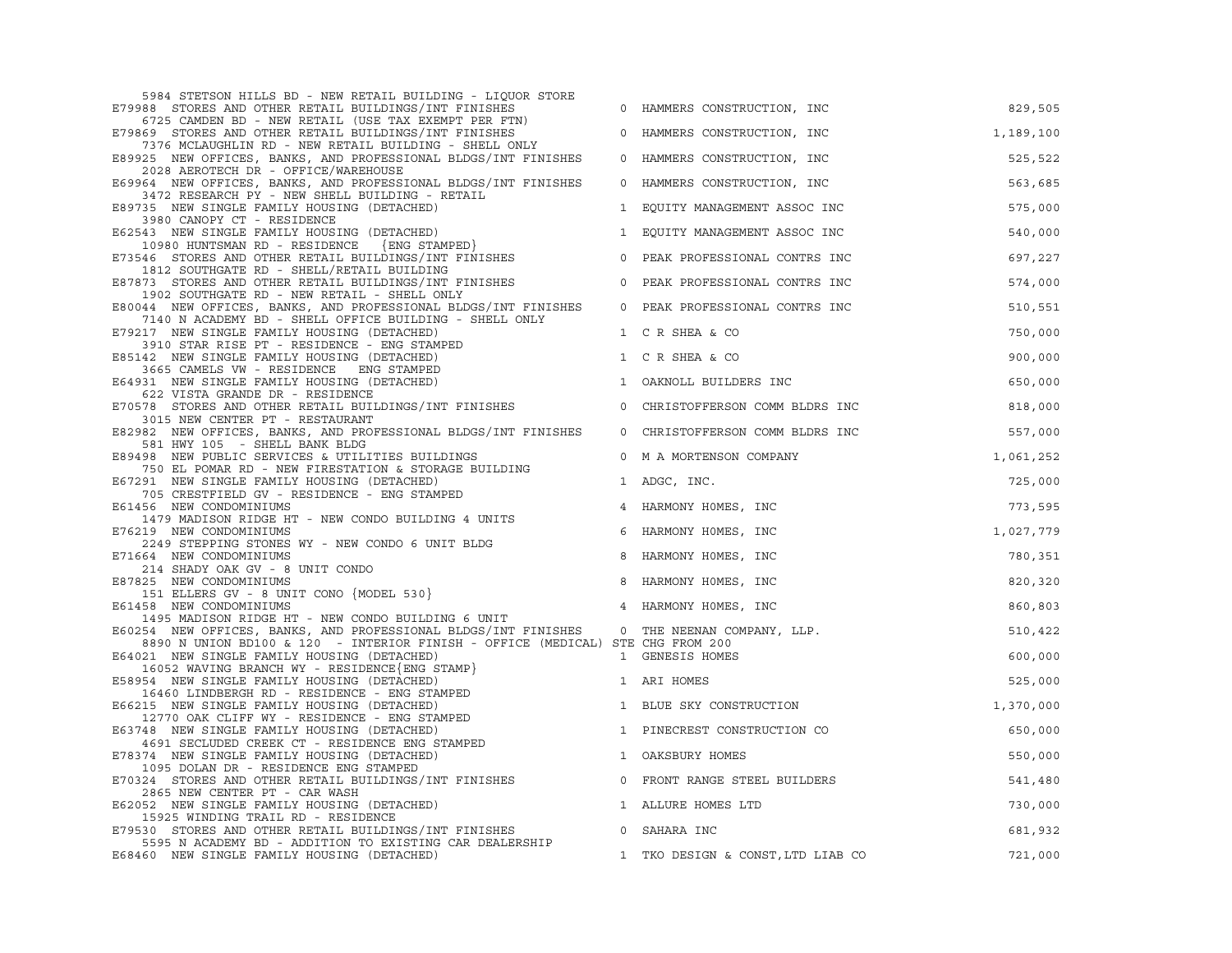5984 STETSON HILLS BD - NEW RETAIL BUILDING - LIQUOR STORE

| Permit | Description | Units | Contractor | Value |
|---|---|---|---|---|
| E79988 | STORES AND OTHER RETAIL BUILDINGS/INT FINISHES<br>6725 CAMDEN BD - NEW RETAIL (USE TAX EXEMPT PER FTN) | 0 | HAMMERS CONSTRUCTION, INC | 829,505 |
| E79869 | STORES AND OTHER RETAIL BUILDINGS/INT FINISHES<br>7376 MCLAUGHLIN RD - NEW RETAIL BUILDING - SHELL ONLY | 0 | HAMMERS CONSTRUCTION, INC | 1,189,100 |
| E89925 | NEW OFFICES, BANKS, AND PROFESSIONAL BLDGS/INT FINISHES<br>2028 AEROTECH DR - OFFICE/WAREHOUSE | 0 | HAMMERS CONSTRUCTION, INC | 525,522 |
| E69964 | NEW OFFICES, BANKS, AND PROFESSIONAL BLDGS/INT FINISHES<br>3472 RESEARCH PY - NEW SHELL BUILDING - RETAIL | 0 | HAMMERS CONSTRUCTION, INC | 563,685 |
| E89735 | NEW SINGLE FAMILY HOUSING (DETACHED)<br>3980 CANOPY CT - RESIDENCE | 1 | EQUITY MANAGEMENT ASSOC INC | 575,000 |
| E62543 | NEW SINGLE FAMILY HOUSING (DETACHED)<br>10980 HUNTSMAN RD - RESIDENCE {ENG STAMPED} | 1 | EQUITY MANAGEMENT ASSOC INC | 540,000 |
| E73546 | STORES AND OTHER RETAIL BUILDINGS/INT FINISHES<br>1812 SOUTHGATE RD - SHELL/RETAIL BUILDING | 0 | PEAK PROFESSIONAL CONTRS INC | 697,227 |
| E87873 | STORES AND OTHER RETAIL BUILDINGS/INT FINISHES<br>1902 SOUTHGATE RD - NEW RETAIL - SHELL ONLY | 0 | PEAK PROFESSIONAL CONTRS INC | 574,000 |
| E80044 | NEW OFFICES, BANKS, AND PROFESSIONAL BLDGS/INT FINISHES<br>7140 N ACADEMY BD - SHELL OFFICE BUILDING - SHELL ONLY | 0 | PEAK PROFESSIONAL CONTRS INC | 510,551 |
| E79217 | NEW SINGLE FAMILY HOUSING (DETACHED)<br>3910 STAR RISE PT - RESIDENCE - ENG STAMPED | 1 | C R SHEA & CO | 750,000 |
| E85142 | NEW SINGLE FAMILY HOUSING (DETACHED)<br>3665 CAMELS VW - RESIDENCE ENG STAMPED | 1 | C R SHEA & CO | 900,000 |
| E64931 | NEW SINGLE FAMILY HOUSING (DETACHED)<br>622 VISTA GRANDE DR - RESIDENCE | 1 | OAKNOLL BUILDERS INC | 650,000 |
| E70578 | STORES AND OTHER RETAIL BUILDINGS/INT FINISHES<br>3015 NEW CENTER PT - RESTAURANT | 0 | CHRISTOFFERSON COMM BLDRS INC | 818,000 |
| E82982 | NEW OFFICES, BANKS, AND PROFESSIONAL BLDGS/INT FINISHES<br>581 HWY 105 - SHELL BANK BLDG | 0 | CHRISTOFFERSON COMM BLDRS INC | 557,000 |
| E89498 | NEW PUBLIC SERVICES & UTILITIES BUILDINGS<br>750 EL POMAR RD - NEW FIRESTATION & STORAGE BUILDING | 0 | M A MORTENSON COMPANY | 1,061,252 |
| E67291 | NEW SINGLE FAMILY HOUSING (DETACHED)<br>705 CRESTFIELD GV - RESIDENCE - ENG STAMPED | 1 | ADGC, INC. | 725,000 |
| E61456 | NEW CONDOMINIUMS<br>1479 MADISON RIDGE HT - NEW CONDO BUILDING 4 UNITS | 4 | HARMONY H0MES, INC | 773,595 |
| E76219 | NEW CONDOMINIUMS<br>2249 STEPPING STONES WY - NEW CONDO 6 UNIT BLDG | 6 | HARMONY H0MES, INC | 1,027,779 |
| E71664 | NEW CONDOMINIUMS<br>214 SHADY OAK GV - 8 UNIT CONDO | 8 | HARMONY H0MES, INC | 780,351 |
| E87825 | NEW CONDOMINIUMS<br>151 ELLERS GV - 8 UNIT CONO {MODEL 530} | 8 | HARMONY H0MES, INC | 820,320 |
| E61458 | NEW CONDOMINIUMS<br>1495 MADISON RIDGE HT - NEW CONDO BUILDING 6 UNIT | 4 | HARMONY H0MES, INC | 860,803 |
| E60254 | NEW OFFICES, BANKS, AND PROFESSIONAL BLDGS/INT FINISHES<br>8890 N UNION BD100 & 120 - INTERIOR FINISH - OFFICE (MEDICAL) STE CHG FROM 200 | 0 | THE NEENAN COMPANY, LLP. | 510,422 |
| E64021 | NEW SINGLE FAMILY HOUSING (DETACHED)<br>16052 WAVING BRANCH WY - RESIDENCE{ENG STAMP} | 1 | GENESIS HOMES | 600,000 |
| E58954 | NEW SINGLE FAMILY HOUSING (DETACHED)<br>16460 LINDBERGH RD - RESIDENCE - ENG STAMPED | 1 | ARI HOMES | 525,000 |
| E66215 | NEW SINGLE FAMILY HOUSING (DETACHED)<br>12770 OAK CLIFF WY - RESIDENCE - ENG STAMPED | 1 | BLUE SKY CONSTRUCTION | 1,370,000 |
| E63748 | NEW SINGLE FAMILY HOUSING (DETACHED)<br>4691 SECLUDED CREEK CT - RESIDENCE ENG STAMPED | 1 | PINECREST CONSTRUCTION CO | 650,000 |
| E78374 | NEW SINGLE FAMILY HOUSING (DETACHED)<br>1095 DOLAN DR - RESIDENCE ENG STAMPED | 1 | OAKSBURY HOMES | 550,000 |
| E70324 | STORES AND OTHER RETAIL BUILDINGS/INT FINISHES<br>2865 NEW CENTER PT - CAR WASH | 0 | FRONT RANGE STEEL BUILDERS | 541,480 |
| E62052 | NEW SINGLE FAMILY HOUSING (DETACHED)<br>15925 WINDING TRAIL RD - RESIDENCE | 1 | ALLURE HOMES LTD | 730,000 |
| E79530 | STORES AND OTHER RETAIL BUILDINGS/INT FINISHES<br>5595 N ACADEMY BD - ADDITION TO EXISTING CAR DEALERSHIP | 0 | SAHARA INC | 681,932 |
| E68460 | NEW SINGLE FAMILY HOUSING (DETACHED) | 1 | TKO DESIGN & CONST,LTD LIAB CO | 721,000 |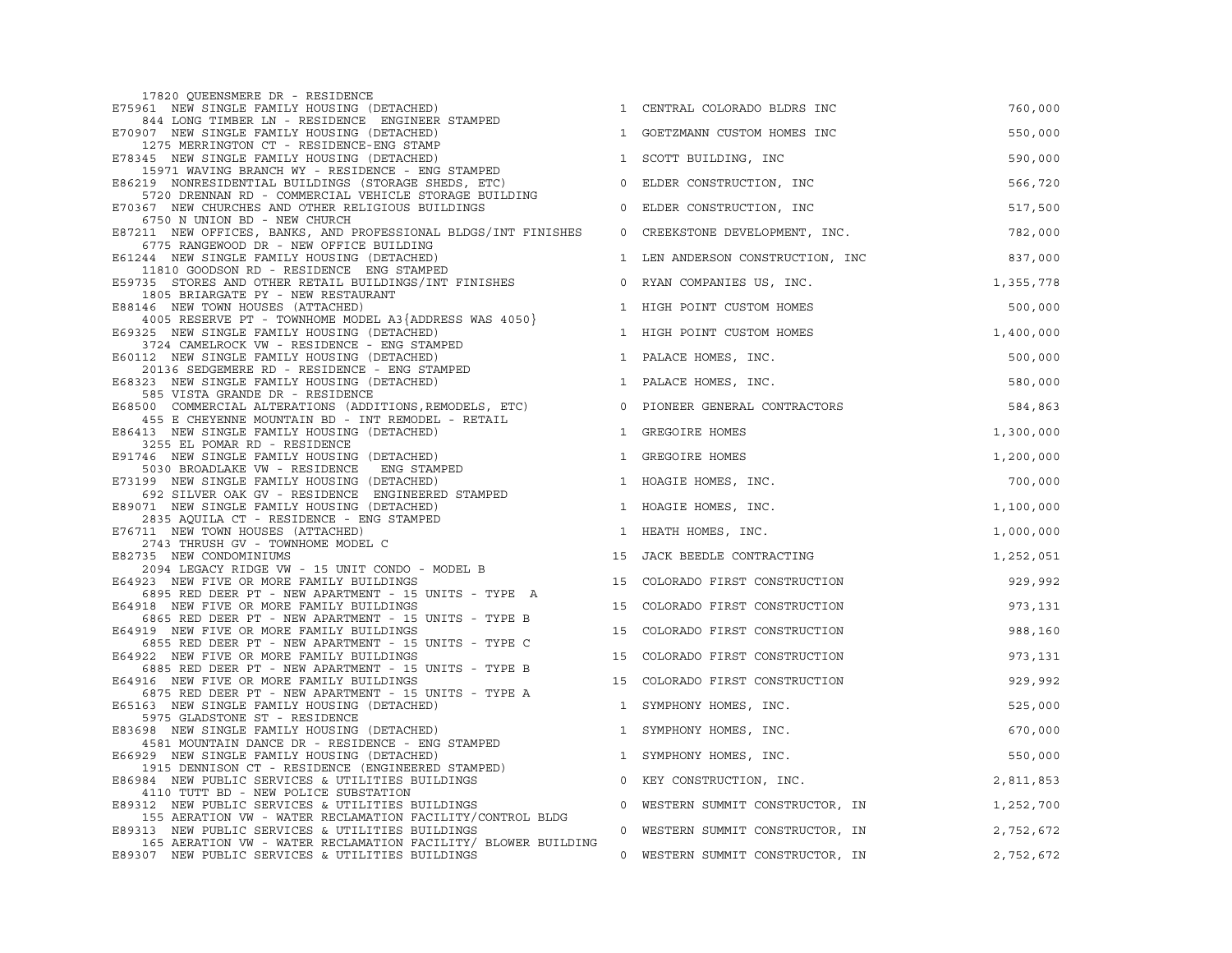```
    17820 QUEENSMERE DR - RESIDENCE
E75961  NEW SINGLE FAMILY HOUSING (DETACHED)                          1  CENTRAL COLORADO BLDRS INC                      760,000
    844 LONG TIMBER LN - RESIDENCE  ENGINEER STAMPED
E70907  NEW SINGLE FAMILY HOUSING (DETACHED)                          1  GOETZMANN CUSTOM HOMES INC                      550,000
    1275 MERRINGTON CT - RESIDENCE-ENG STAMP
E78345  NEW SINGLE FAMILY HOUSING (DETACHED)                          1  SCOTT BUILDING, INC                             590,000
    15971 WAVING BRANCH WY - RESIDENCE - ENG STAMPED
E86219  NONRESIDENTIAL BUILDINGS (STORAGE SHEDS, ETC)                 0  ELDER CONSTRUCTION, INC                         566,720
    5720 DRENNAN RD - COMMERCIAL VEHICLE STORAGE BUILDING
E70367  NEW CHURCHES AND OTHER RELIGIOUS BUILDINGS                    0  ELDER CONSTRUCTION, INC                         517,500
    6750 N UNION BD - NEW CHURCH
E87211  NEW OFFICES, BANKS, AND PROFESSIONAL BLDGS/INT FINISHES       0  CREEKSTONE DEVELOPMENT, INC.                    782,000
    6775 RANGEWOOD DR - NEW OFFICE BUILDING
E61244  NEW SINGLE FAMILY HOUSING (DETACHED)                          1  LEN ANDERSON CONSTRUCTION, INC                  837,000
    11810 GOODSON RD - RESIDENCE  ENG STAMPED
E59735  STORES AND OTHER RETAIL BUILDINGS/INT FINISHES                0  RYAN COMPANIES US, INC.                       1,355,778
    1805 BRIARGATE PY - NEW RESTAURANT
E88146  NEW TOWN HOUSES (ATTACHED)                                    1  HIGH POINT CUSTOM HOMES                         500,000
    4005 RESERVE PT - TOWNHOME MODEL A3{ADDRESS WAS 4050}
E69325  NEW SINGLE FAMILY HOUSING (DETACHED)                          1  HIGH POINT CUSTOM HOMES                       1,400,000
    3724 CAMELROCK VW - RESIDENCE - ENG STAMPED
E60112  NEW SINGLE FAMILY HOUSING (DETACHED)                          1  PALACE HOMES, INC.                              500,000
    20136 SEDGEMERE RD - RESIDENCE - ENG STAMPED
E68323  NEW SINGLE FAMILY HOUSING (DETACHED)                          1  PALACE HOMES, INC.                              580,000
    585 VISTA GRANDE DR - RESIDENCE
E68500  COMMERCIAL ALTERATIONS (ADDITIONS,REMODELS, ETC)              0  PIONEER GENERAL CONTRACTORS                     584,863
    455 E CHEYENNE MOUNTAIN BD - INT REMODEL - RETAIL
E86413  NEW SINGLE FAMILY HOUSING (DETACHED)                          1  GREGOIRE HOMES                                1,300,000
    3255 EL POMAR RD - RESIDENCE
E91746  NEW SINGLE FAMILY HOUSING (DETACHED)                          1  GREGOIRE HOMES                                1,200,000
    5030 BROADLAKE VW - RESIDENCE   ENG STAMPED
E73199  NEW SINGLE FAMILY HOUSING (DETACHED)                          1  HOAGIE HOMES, INC.                              700,000
    692 SILVER OAK GV - RESIDENCE  ENGINEERED STAMPED
E89071  NEW SINGLE FAMILY HOUSING (DETACHED)                          1  HOAGIE HOMES, INC.                            1,100,000
    2835 AQUILA CT - RESIDENCE - ENG STAMPED
E76711  NEW TOWN HOUSES (ATTACHED)                                    1  HEATH HOMES, INC.                             1,000,000
    2743 THRUSH GV - TOWNHOME MODEL C
E82735  NEW CONDOMINIUMS                                             15  JACK BEEDLE CONTRACTING                       1,252,051
    2094 LEGACY RIDGE VW - 15 UNIT CONDO - MODEL B
E64923  NEW FIVE OR MORE FAMILY BUILDINGS                            15  COLORADO FIRST CONSTRUCTION                     929,992
    6895 RED DEER PT - NEW APARTMENT - 15 UNITS - TYPE  A
E64918  NEW FIVE OR MORE FAMILY BUILDINGS                            15  COLORADO FIRST CONSTRUCTION                     973,131
    6865 RED DEER PT - NEW APARTMENT - 15 UNITS - TYPE B
E64919  NEW FIVE OR MORE FAMILY BUILDINGS                            15  COLORADO FIRST CONSTRUCTION                     988,160
    6855 RED DEER PT - NEW APARTMENT - 15 UNITS - TYPE C
E64922  NEW FIVE OR MORE FAMILY BUILDINGS                            15  COLORADO FIRST CONSTRUCTION                     973,131
    6885 RED DEER PT - NEW APARTMENT - 15 UNITS - TYPE B
E64916  NEW FIVE OR MORE FAMILY BUILDINGS                            15  COLORADO FIRST CONSTRUCTION                     929,992
    6875 RED DEER PT - NEW APARTMENT - 15 UNITS - TYPE A
E65163  NEW SINGLE FAMILY HOUSING (DETACHED)                          1  SYMPHONY HOMES, INC.                            525,000
    5975 GLADSTONE ST - RESIDENCE
E83698  NEW SINGLE FAMILY HOUSING (DETACHED)                          1  SYMPHONY HOMES, INC.                            670,000
    4581 MOUNTAIN DANCE DR - RESIDENCE - ENG STAMPED
E66929  NEW SINGLE FAMILY HOUSING (DETACHED)                          1  SYMPHONY HOMES, INC.                            550,000
    1915 DENNISON CT - RESIDENCE (ENGINEERED STAMPED)
E86984  NEW PUBLIC SERVICES & UTILITIES BUILDINGS                     0  KEY CONSTRUCTION, INC.                        2,811,853
    4110 TUTT BD - NEW POLICE SUBSTATION
E89312  NEW PUBLIC SERVICES & UTILITIES BUILDINGS                     0  WESTERN SUMMIT CONSTRUCTOR, IN                1,252,700
    155 AERATION VW - WATER RECLAMATION FACILITY/CONTROL BLDG
E89313  NEW PUBLIC SERVICES & UTILITIES BUILDINGS                     0  WESTERN SUMMIT CONSTRUCTOR, IN                2,752,672
    165 AERATION VW - WATER RECLAMATION FACILITY/ BLOWER BUILDING
E89307  NEW PUBLIC SERVICES & UTILITIES BUILDINGS                     0  WESTERN SUMMIT CONSTRUCTOR, IN                2,752,672
```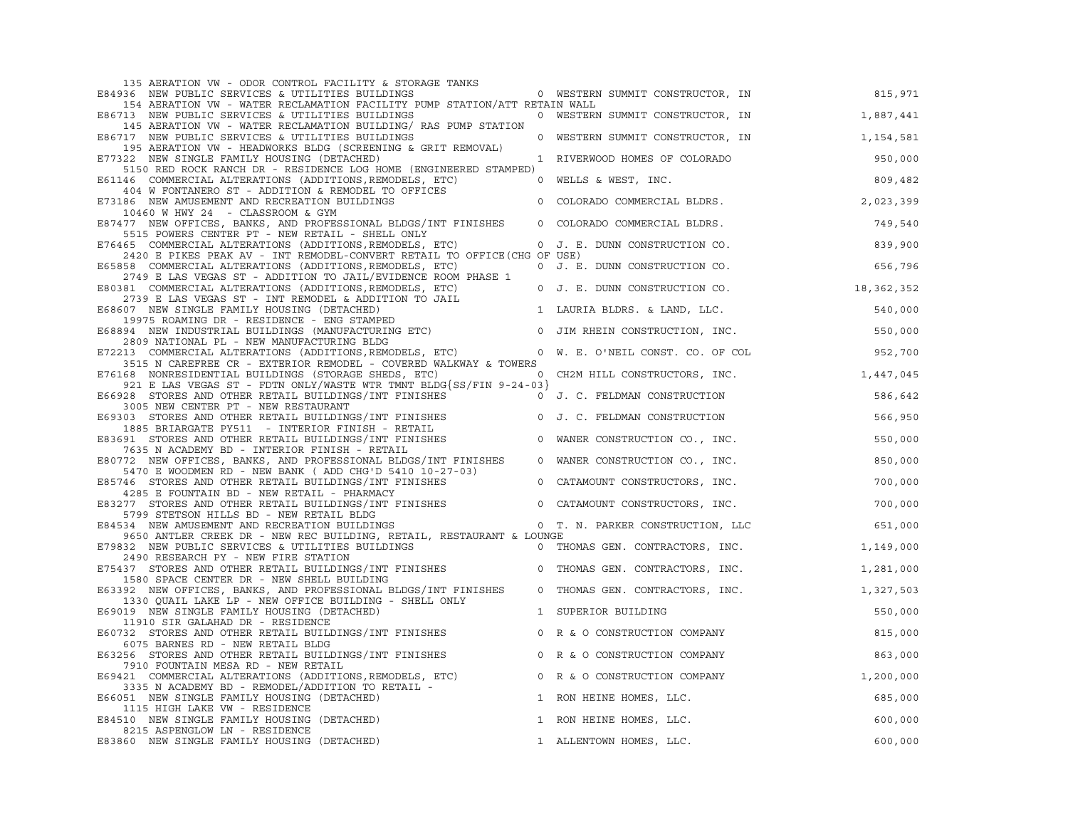```
   135 AERATION VW - ODOR CONTROL FACILITY & STORAGE TANKS
E84936  NEW PUBLIC SERVICES & UTILITIES BUILDINGS                  0  WESTERN SUMMIT CONSTRUCTOR, IN              815,971
   154 AERATION VW - WATER RECLAMATION FACILITY PUMP STATION/ATT RETAIN WALL
E86713  NEW PUBLIC SERVICES & UTILITIES BUILDINGS                  0  WESTERN SUMMIT CONSTRUCTOR, IN            1,887,441
   145 AERATION VW - WATER RECLAMATION BUILDING/ RAS PUMP STATION
E86717  NEW PUBLIC SERVICES & UTILITIES BUILDINGS                  0  WESTERN SUMMIT CONSTRUCTOR, IN            1,154,581
   195 AERATION VW - HEADWORKS BLDG (SCREENING & GRIT REMOVAL)
E77322  NEW SINGLE FAMILY HOUSING (DETACHED)                       1  RIVERWOOD HOMES OF COLORADO                  950,000
   5150 RED ROCK RANCH DR - RESIDENCE LOG HOME (ENGINEERED STAMPED)
E61146  COMMERCIAL ALTERATIONS (ADDITIONS,REMODELS, ETC)           0  WELLS & WEST, INC.                           809,482
   404 W FONTANERO ST - ADDITION & REMODEL TO OFFICES
E73186  NEW AMUSEMENT AND RECREATION BUILDINGS                     0  COLORADO COMMERCIAL BLDRS.                 2,023,399
   10460 W HWY 24  - CLASSROOM & GYM
E87477  NEW OFFICES, BANKS, AND PROFESSIONAL BLDGS/INT FINISHES    0  COLORADO COMMERCIAL BLDRS.                   749,540
   5515 POWERS CENTER PT - NEW RETAIL - SHELL ONLY
E76465  COMMERCIAL ALTERATIONS (ADDITIONS,REMODELS, ETC)           0  J. E. DUNN CONSTRUCTION CO.                  839,900
   2420 E PIKES PEAK AV - INT REMODEL-CONVERT RETAIL TO OFFICE(CHG OF USE)
E65858  COMMERCIAL ALTERATIONS (ADDITIONS,REMODELS, ETC)           0  J. E. DUNN CONSTRUCTION CO.                  656,796
   2749 E LAS VEGAS ST - ADDITION TO JAIL/EVIDENCE ROOM PHASE 1
E80381  COMMERCIAL ALTERATIONS (ADDITIONS,REMODELS, ETC)           0  J. E. DUNN CONSTRUCTION CO.               18,362,352
   2739 E LAS VEGAS ST - INT REMODEL & ADDITION TO JAIL
E68607  NEW SINGLE FAMILY HOUSING (DETACHED)                       1  LAURIA BLDRS. & LAND, LLC.                   540,000
   19975 ROAMING DR - RESIDENCE - ENG STAMPED
E68894  NEW INDUSTRIAL BUILDINGS (MANUFACTURING ETC)               0  JIM RHEIN CONSTRUCTION, INC.                 550,000
   2809 NATIONAL PL - NEW MANUFACTURING BLDG
E72213  COMMERCIAL ALTERATIONS (ADDITIONS,REMODELS, ETC)           0  W. E. O'NEIL CONST. CO. OF COL               952,700
   3515 N CAREFREE CR - EXTERIOR REMODEL - COVERED WALKWAY & TOWERS
E76168  NONRESIDENTIAL BUILDINGS (STORAGE SHEDS, ETC)              0  CH2M HILL CONSTRUCTORS, INC.               1,447,045
   921 E LAS VEGAS ST - FDTN ONLY/WASTE WTR TMNT BLDG{SS/FIN 9-24-03}
E66928  STORES AND OTHER RETAIL BUILDINGS/INT FINISHES             0  J. C. FELDMAN CONSTRUCTION                   586,642
   3005 NEW CENTER PT - NEW RESTAURANT
E69303  STORES AND OTHER RETAIL BUILDINGS/INT FINISHES             0  J. C. FELDMAN CONSTRUCTION                   566,950
   1885 BRIARGATE PY511  - INTERIOR FINISH - RETAIL
E83691  STORES AND OTHER RETAIL BUILDINGS/INT FINISHES             0  WANER CONSTRUCTION CO., INC.                 550,000
   7635 N ACADEMY BD - INTERIOR FINISH - RETAIL
E80772  NEW OFFICES, BANKS, AND PROFESSIONAL BLDGS/INT FINISHES    0  WANER CONSTRUCTION CO., INC.                 850,000
   5470 E WOODMEN RD - NEW BANK ( ADD CHG'D 5410 10-27-03)
E85746  STORES AND OTHER RETAIL BUILDINGS/INT FINISHES             0  CATAMOUNT CONSTRUCTORS, INC.                 700,000
   4285 E FOUNTAIN BD - NEW RETAIL - PHARMACY
E83277  STORES AND OTHER RETAIL BUILDINGS/INT FINISHES             0  CATAMOUNT CONSTRUCTORS, INC.                 700,000
   5799 STETSON HILLS BD - NEW RETAIL BLDG
E84534  NEW AMUSEMENT AND RECREATION BUILDINGS                     0  T. N. PARKER CONSTRUCTION, LLC               651,000
   9650 ANTLER CREEK DR - NEW REC BUILDING, RETAIL, RESTAURANT & LOUNGE
E79832  NEW PUBLIC SERVICES & UTILITIES BUILDINGS                  0  THOMAS GEN. CONTRACTORS, INC.              1,149,000
   2490 RESEARCH PY - NEW FIRE STATION
E75437  STORES AND OTHER RETAIL BUILDINGS/INT FINISHES             0  THOMAS GEN. CONTRACTORS, INC.              1,281,000
   1580 SPACE CENTER DR - NEW SHELL BUILDING
E63392  NEW OFFICES, BANKS, AND PROFESSIONAL BLDGS/INT FINISHES    0  THOMAS GEN. CONTRACTORS, INC.              1,327,503
   1330 QUAIL LAKE LP - NEW OFFICE BUILDING - SHELL ONLY
E69019  NEW SINGLE FAMILY HOUSING (DETACHED)                       1  SUPERIOR BUILDING                            550,000
   11910 SIR GALAHAD DR - RESIDENCE
E60732  STORES AND OTHER RETAIL BUILDINGS/INT FINISHES             0  R & O CONSTRUCTION COMPANY                   815,000
   6075 BARNES RD - NEW RETAIL BLDG
E63256  STORES AND OTHER RETAIL BUILDINGS/INT FINISHES             0  R & O CONSTRUCTION COMPANY                   863,000
   7910 FOUNTAIN MESA RD - NEW RETAIL
E69421  COMMERCIAL ALTERATIONS (ADDITIONS,REMODELS, ETC)           0  R & O CONSTRUCTION COMPANY                 1,200,000
   3335 N ACADEMY BD - REMODEL/ADDITION TO RETAIL -
E66051  NEW SINGLE FAMILY HOUSING (DETACHED)                       1  RON HEINE HOMES, LLC.                        685,000
   1115 HIGH LAKE VW - RESIDENCE
E84510  NEW SINGLE FAMILY HOUSING (DETACHED)                       1  RON HEINE HOMES, LLC.                        600,000
   8215 ASPENGLOW LN - RESIDENCE
E83860  NEW SINGLE FAMILY HOUSING (DETACHED)                       1  ALLENTOWN HOMES, LLC.                        600,000
```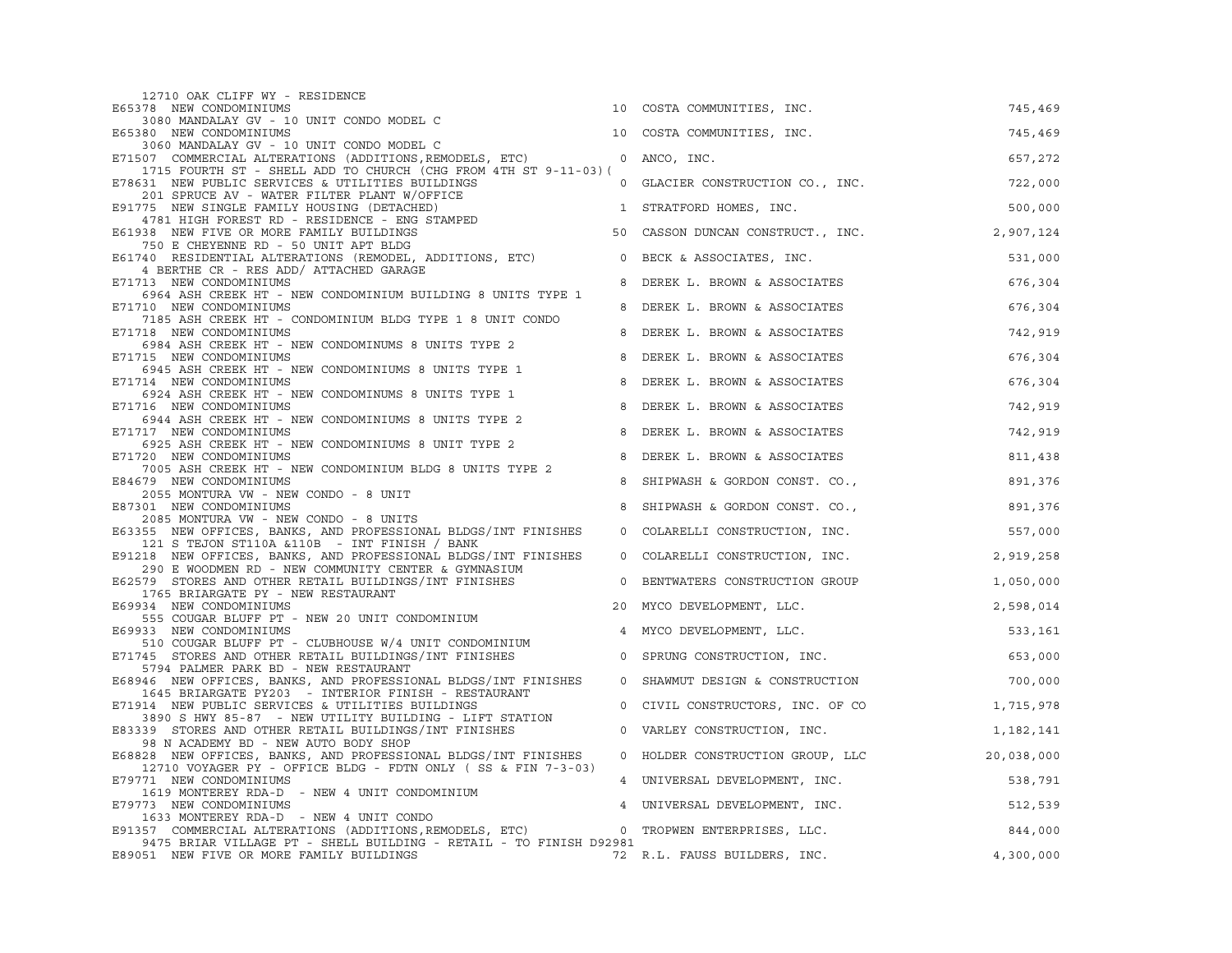12710 OAK CLIFF WY - RESIDENCE

| Permit | Description | Units | Contractor | Value |
|---|---|---|---|---|
| E65378 | NEW CONDOMINIUMS<br>3080 MANDALAY GV - 10 UNIT CONDO MODEL C | 10 | COSTA COMMUNITIES, INC. | 745,469 |
| E65380 | NEW CONDOMINIUMS<br>3060 MANDALAY GV - 10 UNIT CONDO MODEL C | 10 | COSTA COMMUNITIES, INC. | 745,469 |
| E71507 | COMMERCIAL ALTERATIONS (ADDITIONS,REMODELS, ETC)<br>1715 FOURTH ST - SHELL ADD TO CHURCH (CHG FROM 4TH ST 9-11-03)( | 0 | ANCO, INC. | 657,272 |
| E78631 | NEW PUBLIC SERVICES & UTILITIES BUILDINGS<br>201 SPRUCE AV - WATER FILTER PLANT W/OFFICE | 0 | GLACIER CONSTRUCTION CO., INC. | 722,000 |
| E91775 | NEW SINGLE FAMILY HOUSING (DETACHED)<br>4781 HIGH FOREST RD - RESIDENCE - ENG STAMPED | 1 | STRATFORD HOMES, INC. | 500,000 |
| E61938 | NEW FIVE OR MORE FAMILY BUILDINGS<br>750 E CHEYENNE RD - 50 UNIT APT BLDG | 50 | CASSON DUNCAN CONSTRUCT., INC. | 2,907,124 |
| E61740 | RESIDENTIAL ALTERATIONS (REMODEL, ADDITIONS, ETC)<br>4 BERTHE CR - RES ADD/ ATTACHED GARAGE | 0 | BECK & ASSOCIATES, INC. | 531,000 |
| E71713 | NEW CONDOMINIUMS<br>6964 ASH CREEK HT - NEW CONDOMINIUM BUILDING 8 UNITS TYPE 1 | 8 | DEREK L. BROWN & ASSOCIATES | 676,304 |
| E71710 | NEW CONDOMINIUMS<br>7185 ASH CREEK HT - CONDOMINIUM BLDG TYPE 1 8 UNIT CONDO | 8 | DEREK L. BROWN & ASSOCIATES | 676,304 |
| E71718 | NEW CONDOMINIUMS<br>6984 ASH CREEK HT - NEW CONDOMINUMS 8 UNITS TYPE 2 | 8 | DEREK L. BROWN & ASSOCIATES | 742,919 |
| E71715 | NEW CONDOMINIUMS<br>6945 ASH CREEK HT - NEW CONDOMINIUMS 8 UNITS TYPE 1 | 8 | DEREK L. BROWN & ASSOCIATES | 676,304 |
| E71714 | NEW CONDOMINIUMS<br>6924 ASH CREEK HT - NEW CONDOMINUMS 8 UNITS TYPE 1 | 8 | DEREK L. BROWN & ASSOCIATES | 676,304 |
| E71716 | NEW CONDOMINIUMS<br>6944 ASH CREEK HT - NEW CONDOMINIUMS 8 UNITS TYPE 2 | 8 | DEREK L. BROWN & ASSOCIATES | 742,919 |
| E71717 | NEW CONDOMINIUMS<br>6925 ASH CREEK HT - NEW CONDOMINIUMS 8 UNIT TYPE 2 | 8 | DEREK L. BROWN & ASSOCIATES | 742,919 |
| E71720 | NEW CONDOMINIUMS<br>7005 ASH CREEK HT - NEW CONDOMINIUM BLDG 8 UNITS TYPE 2 | 8 | DEREK L. BROWN & ASSOCIATES | 811,438 |
| E84679 | NEW CONDOMINIUMS<br>2055 MONTURA VW - NEW CONDO - 8 UNIT | 8 | SHIPWASH & GORDON CONST. CO., | 891,376 |
| E87301 | NEW CONDOMINIUMS<br>2085 MONTURA VW - NEW CONDO - 8 UNITS | 8 | SHIPWASH & GORDON CONST. CO., | 891,376 |
| E63355 | NEW OFFICES, BANKS, AND PROFESSIONAL BLDGS/INT FINISHES<br>121 S TEJON ST110A &110B - INT FINISH / BANK | 0 | COLARELLI CONSTRUCTION, INC. | 557,000 |
| E91218 | NEW OFFICES, BANKS, AND PROFESSIONAL BLDGS/INT FINISHES<br>290 E WOODMEN RD - NEW COMMUNITY CENTER & GYMNASIUM | 0 | COLARELLI CONSTRUCTION, INC. | 2,919,258 |
| E62579 | STORES AND OTHER RETAIL BUILDINGS/INT FINISHES<br>1765 BRIARGATE PY - NEW RESTAURANT | 0 | BENTWATERS CONSTRUCTION GROUP | 1,050,000 |
| E69934 | NEW CONDOMINIUMS<br>555 COUGAR BLUFF PT - NEW 20 UNIT CONDOMINIUM | 20 | MYCO DEVELOPMENT, LLC. | 2,598,014 |
| E69933 | NEW CONDOMINIUMS<br>510 COUGAR BLUFF PT - CLUBHOUSE W/4 UNIT CONDOMINIUM | 4 | MYCO DEVELOPMENT, LLC. | 533,161 |
| E71745 | STORES AND OTHER RETAIL BUILDINGS/INT FINISHES<br>5794 PALMER PARK BD - NEW RESTAURANT | 0 | SPRUNG CONSTRUCTION, INC. | 653,000 |
| E68946 | NEW OFFICES, BANKS, AND PROFESSIONAL BLDGS/INT FINISHES<br>1645 BRIARGATE PY203 - INTERIOR FINISH - RESTAURANT | 0 | SHAWMUT DESIGN & CONSTRUCTION | 700,000 |
| E71914 | NEW PUBLIC SERVICES & UTILITIES BUILDINGS<br>3890 S HWY 85-87 - NEW UTILITY BUILDING - LIFT STATION | 0 | CIVIL CONSTRUCTORS, INC. OF CO | 1,715,978 |
| E83339 | STORES AND OTHER RETAIL BUILDINGS/INT FINISHES<br>98 N ACADEMY BD - NEW AUTO BODY SHOP | 0 | VARLEY CONSTRUCTION, INC. | 1,182,141 |
| E68828 | NEW OFFICES, BANKS, AND PROFESSIONAL BLDGS/INT FINISHES<br>12710 VOYAGER PY - OFFICE BLDG - FDTN ONLY ( SS & FIN 7-3-03) | 0 | HOLDER CONSTRUCTION GROUP, LLC | 20,038,000 |
| E79771 | NEW CONDOMINIUMS<br>1619 MONTEREY RDA-D - NEW 4 UNIT CONDOMINIUM | 4 | UNIVERSAL DEVELOPMENT, INC. | 538,791 |
| E79773 | NEW CONDOMINIUMS<br>1633 MONTEREY RDA-D - NEW 4 UNIT CONDO | 4 | UNIVERSAL DEVELOPMENT, INC. | 512,539 |
| E91357 | COMMERCIAL ALTERATIONS (ADDITIONS,REMODELS, ETC)<br>9475 BRIAR VILLAGE PT - SHELL BUILDING - RETAIL - TO FINISH D92981 | 0 | TROPWEN ENTERPRISES, LLC. | 844,000 |
| E89051 | NEW FIVE OR MORE FAMILY BUILDINGS | 72 | R.L. FAUSS BUILDERS, INC. | 4,300,000 |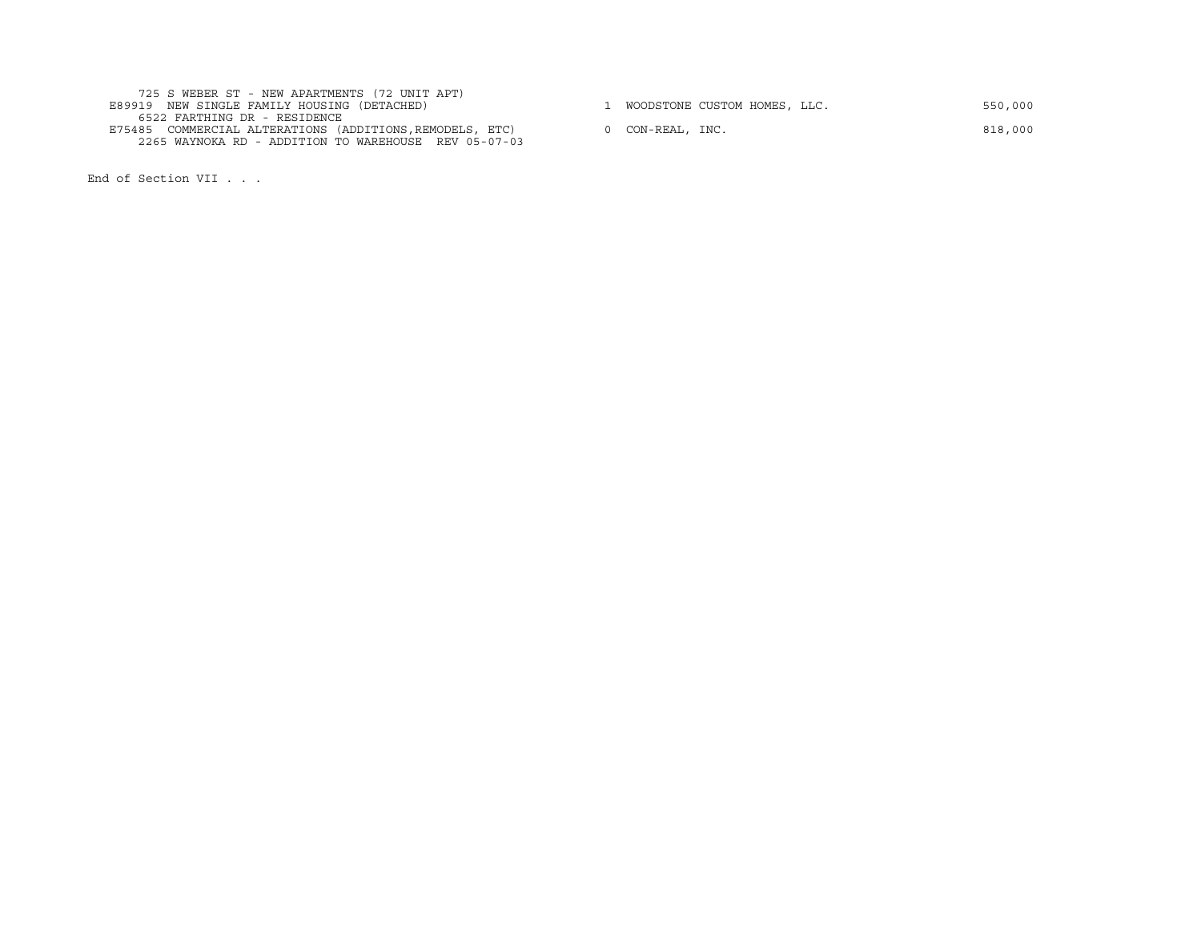| | | | |
|---|---|---|---|
| 725 S WEBER ST - NEW APARTMENTS (72 UNIT APT) | | | |
| E89919 NEW SINGLE FAMILY HOUSING (DETACHED) | 1 | WOODSTONE CUSTOM HOMES, LLC. | 550,000 |
| 6522 FARTHING DR - RESIDENCE | | | |
| E75485 COMMERCIAL ALTERATIONS (ADDITIONS,REMODELS, ETC) | 0 | CON-REAL, INC. | 818,000 |
| 2265 WAYNOKA RD - ADDITION TO WAREHOUSE REV 05-07-03 | | | |

End of Section VII . . .